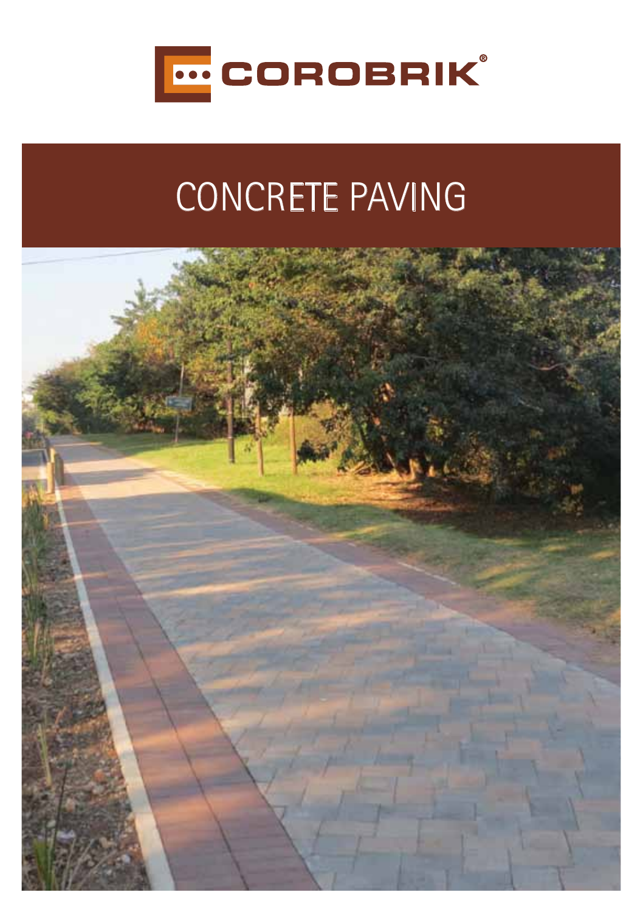COROBRIK®

# CONCRETE PAVING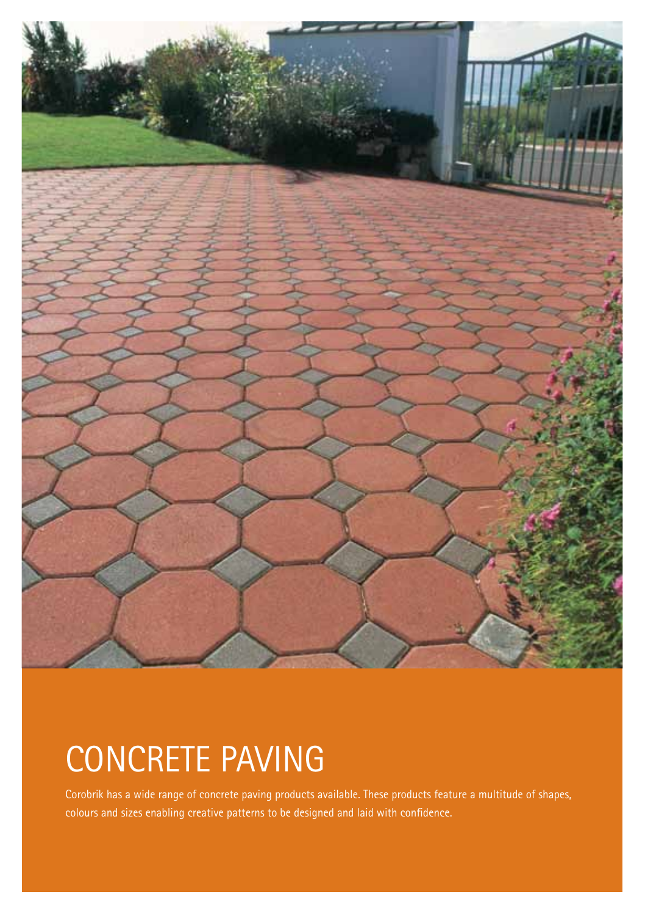# CONCRETE PAVING

Corobrik has a wide range of concrete paving products available. These products feature a multitude of shapes, colours and sizes enabling creative patterns to be designed and laid with confidence.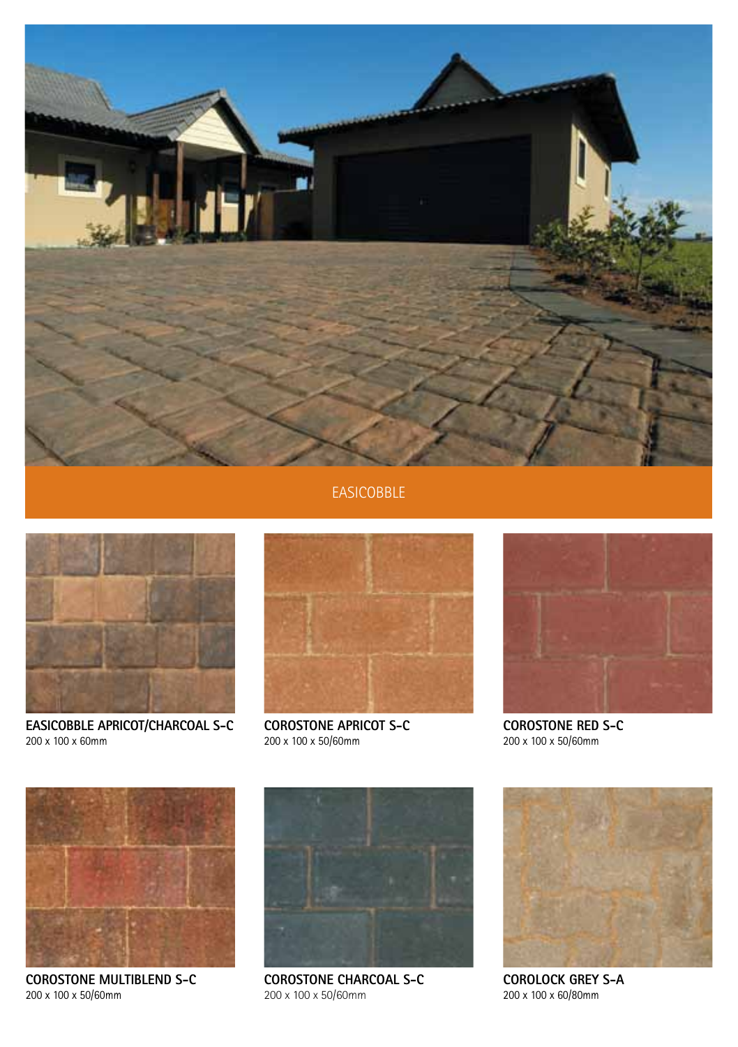EASICOBBLE

**EASICOBBLE APRICOT/CHARCOAL S-C**
200 x 100 x 60mm

**COROSTONE APRICOT S-C**
200 x 100 x 50/60mm

**COROSTONE RED S-C**
200 x 100 x 50/60mm

**COROSTONE MULTIBLEND S-C**
200 x 100 x 50/60mm

**COROSTONE CHARCOAL S-C**
200 x 100 x 50/60mm

**COROLOCK GREY S-A**
200 x 100 x 60/80mm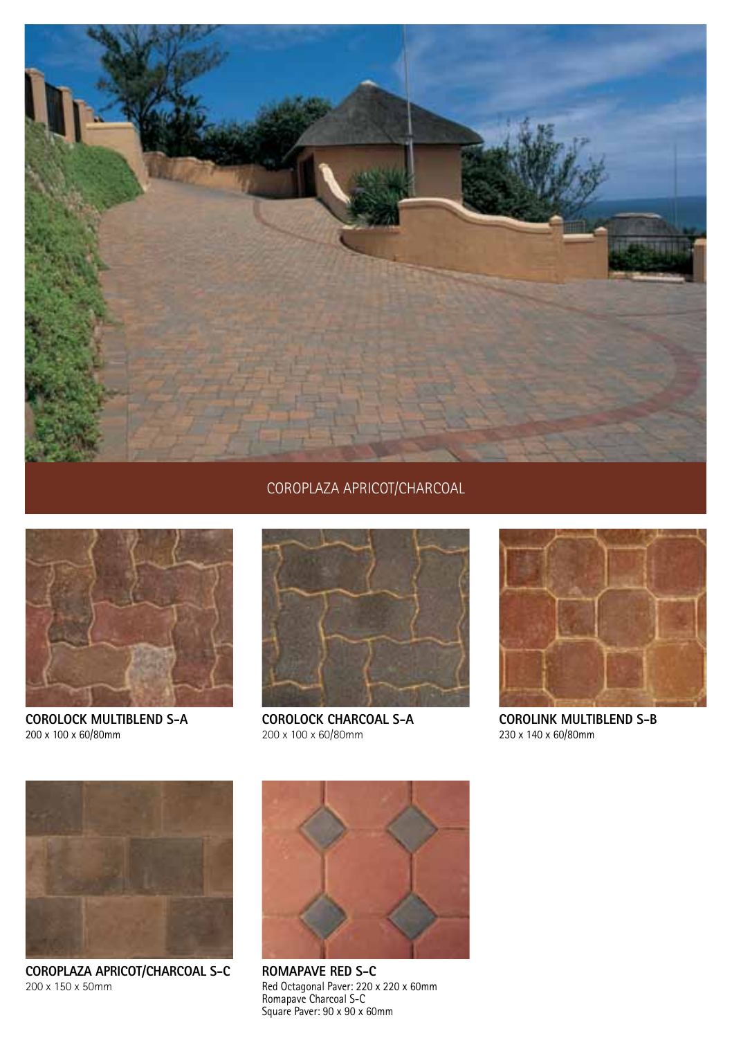COROPLAZA APRICOT/CHARCOAL

**COROLOCK MULTIBLEND S-A**
200 x 100 x 60/80mm

**COROLOCK CHARCOAL S-A**
200 x 100 x 60/80mm

**COROLINK MULTIBLEND S-B**
230 x 140 x 60/80mm

**COROPLAZA APRICOT/CHARCOAL S-C**
200 x 150 x 50mm

**ROMAPAVE RED S-C**
Red Octagonal Paver: 220 x 220 x 60mm
Romapave Charcoal S-C
Square Paver: 90 x 90 x 60mm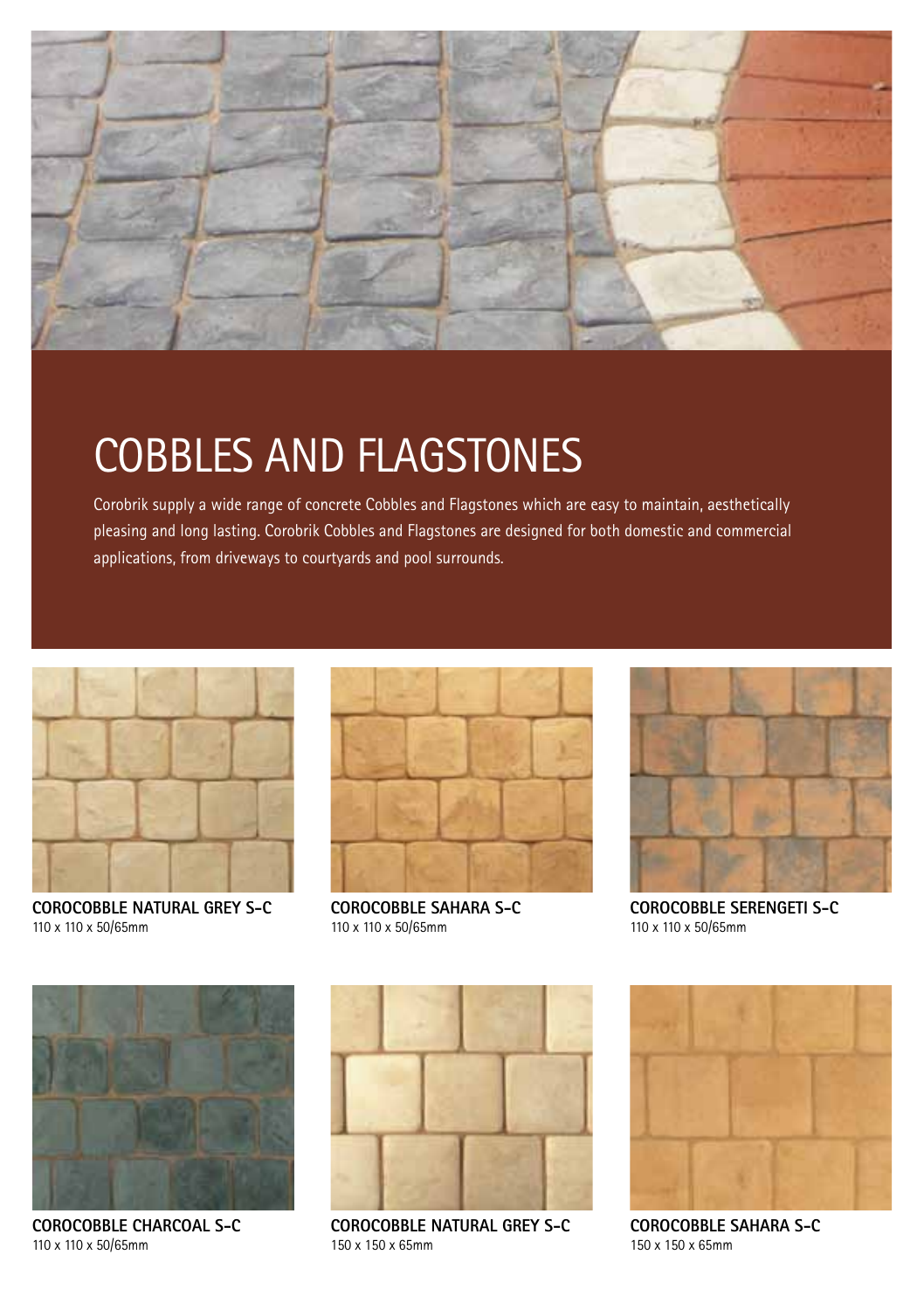# COBBLES AND FLAGSTONES

Corobrik supply a wide range of concrete Cobbles and Flagstones which are easy to maintain, aesthetically pleasing and long lasting. Corobrik Cobbles and Flagstones are designed for both domestic and commercial applications, from driveways to courtyards and pool surrounds.

**COROCOBBLE NATURAL GREY S-C**
110 x 110 x 50/65mm

**COROCOBBLE SAHARA S-C**
110 x 110 x 50/65mm

**COROCOBBLE SERENGETI S-C**
110 x 110 x 50/65mm

**COROCOBBLE CHARCOAL S-C**
110 x 110 x 50/65mm

**COROCOBBLE NATURAL GREY S-C**
150 x 150 x 65mm

**COROCOBBLE SAHARA S-C**
150 x 150 x 65mm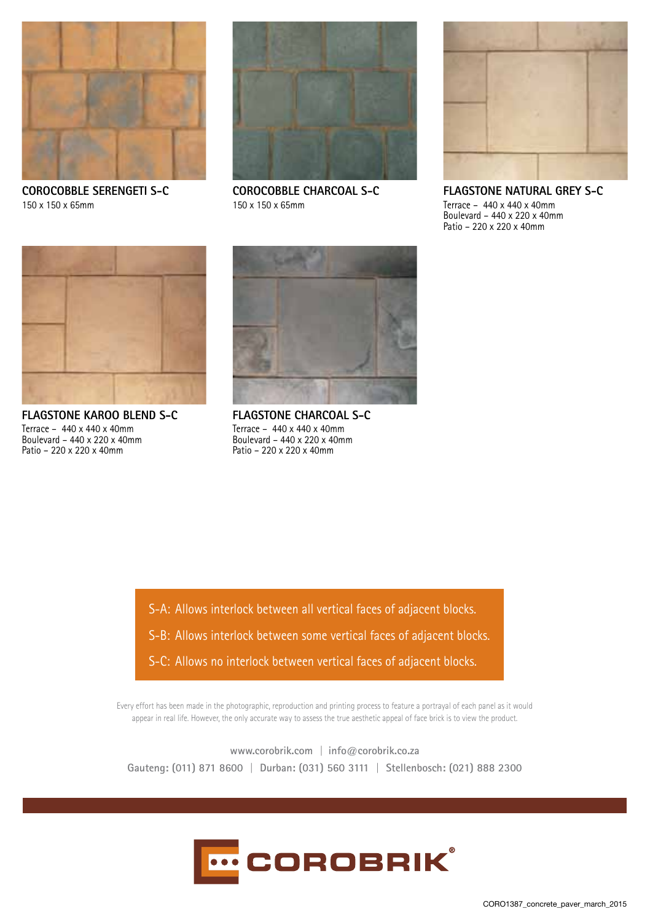**COROCOBBLE SERENGETI S-C**
150 x 150 x 65mm

**COROCOBBLE CHARCOAL S-C**
150 x 150 x 65mm

**FLAGSTONE NATURAL GREY S-C**
Terrace – 440 x 440 x 40mm
Boulevard – 440 x 220 x 40mm
Patio – 220 x 220 x 40mm

**FLAGSTONE KAROO BLEND S-C**
Terrace – 440 x 440 x 40mm
Boulevard – 440 x 220 x 40mm
Patio – 220 x 220 x 40mm

**FLAGSTONE CHARCOAL S-C**
Terrace – 440 x 440 x 40mm
Boulevard – 440 x 220 x 40mm
Patio – 220 x 220 x 40mm

S-A: Allows interlock between all vertical faces of adjacent blocks.

S-B: Allows interlock between some vertical faces of adjacent blocks.

S-C: Allows no interlock between vertical faces of adjacent blocks.

Every effort has been made in the photographic, reproduction and printing process to feature a portrayal of each panel as it would appear in real life. However, the only accurate way to assess the true aesthetic appeal of face brick is to view the product.

www.corobrik.com | info@corobrik.co.za
Gauteng: (011) 871 8600 | Durban: (031) 560 3111 | Stellenbosch: (021) 888 2300

COROBRIK®

CORO1387_concrete_paver_march_2015